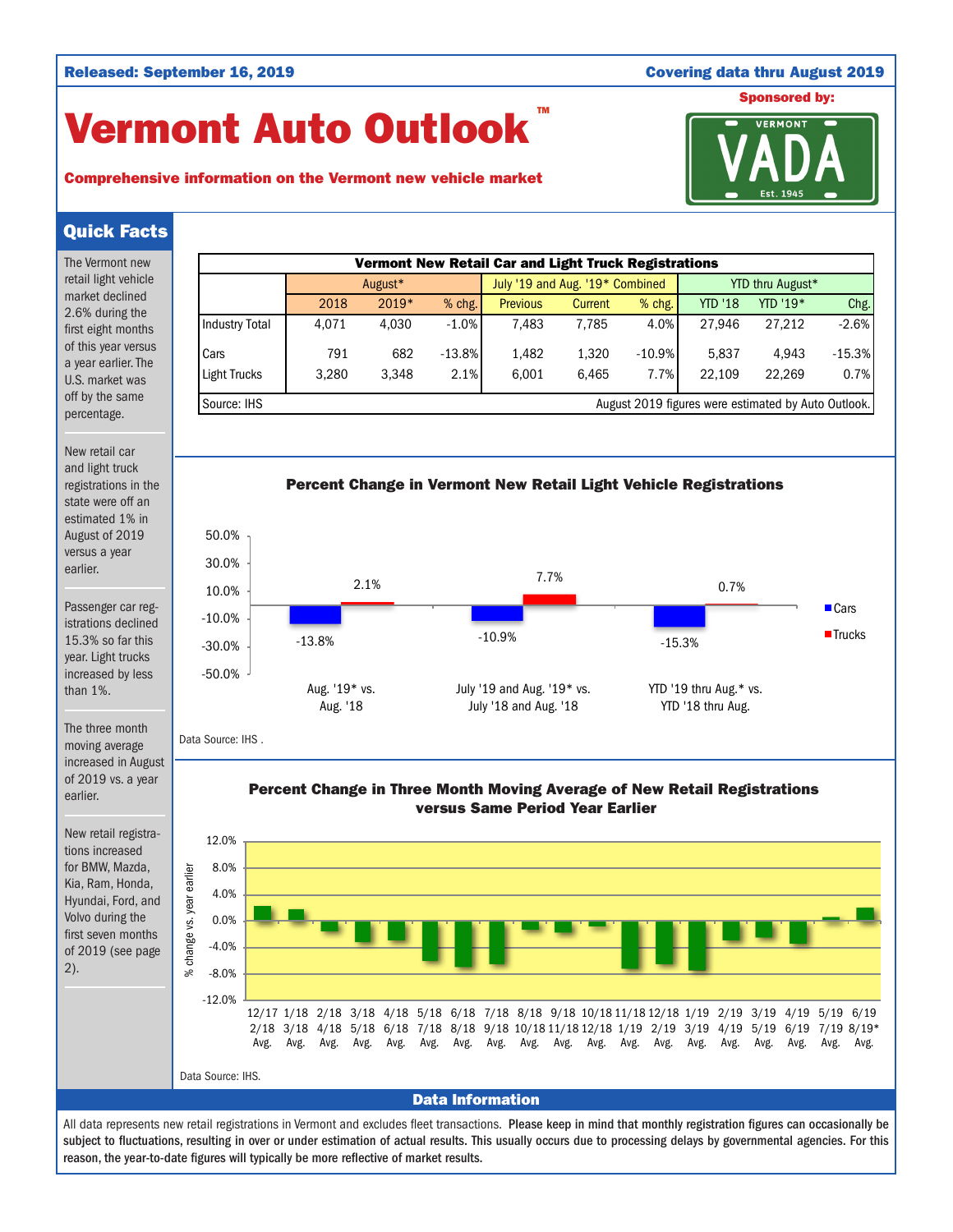Released: September 16, 2019 | Covering data thru August 2019

# Vermont Auto Outlook™

**Comprehensive information on the Vermont new vehicle market**

Sponsored by: VERMONT VADA Est. 1945

## Quick Facts

The Vermont new retail light vehicle market declined 2.6% during the first eight months of this year versus a year earlier. The U.S. market was off by the same percentage.

New retail car and light truck registrations in the state were off an estimated 1% in August of 2019 versus a year earlier.

Passenger car registrations declined 15.3% so far this year. Light trucks increased by less than 1%.

The three month moving average increased in August of 2019 vs. a year earlier.

New retail registrations increased for BMW, Mazda, Kia, Ram, Honda, Hyundai, Ford, and Volvo during the first seven months of 2019 (see page 2).

**Vermont New Retail Car and Light Truck Registrations**

| | August* | | | July '19 and Aug. '19* Combined | | | YTD thru August* | | |
|---|---|---|---|---|---|---|---|---|---|
| | 2018 | 2019* | % chg. | Previous | Current | % chg. | YTD '18 | YTD '19* | Chg. |
| Industry Total | 4,071 | 4,030 | -1.0% | 7,483 | 7,785 | 4.0% | 27,946 | 27,212 | -2.6% |
| Cars | 791 | 682 | -13.8% | 1,482 | 1,320 | -10.9% | 5,837 | 4,943 | -15.3% |
| Light Trucks | 3,280 | 3,348 | 2.1% | 6,001 | 6,465 | 7.7% | 22,109 | 22,269 | 0.7% |

Source: IHS. August 2019 figures were estimated by Auto Outlook.

**Percent Change in Vermont New Retail Light Vehicle Registrations**

| | Cars | Trucks |
|---|---|---|
| Aug. '19* vs. Aug. '18 | -13.8% | 2.1% |
| July '19 and Aug. '19* vs. July '18 and Aug. '18 | -10.9% | 7.7% |
| YTD '19 thru Aug.* vs. YTD '18 thru Aug. | -15.3% | 0.7% |

Data Source: IHS .

**Percent Change in Three Month Moving Average of New Retail Registrations versus Same Period Year Earlier**

(Bar chart; y-axis: % change vs. year earlier, -12.0% to 12.0%; periods: 12/17-2/18 Avg. through 6/19-8/19* Avg.)

Data Source: IHS.

## Data Information

All data represents new retail registrations in Vermont and excludes fleet transactions. **Please keep in mind that monthly registration figures can occasionally be subject to fluctuations, resulting in over or under estimation of actual results. This usually occurs due to processing delays by governmental agencies. For this reason, the year-to-date figures will typically be more reflective of market results.**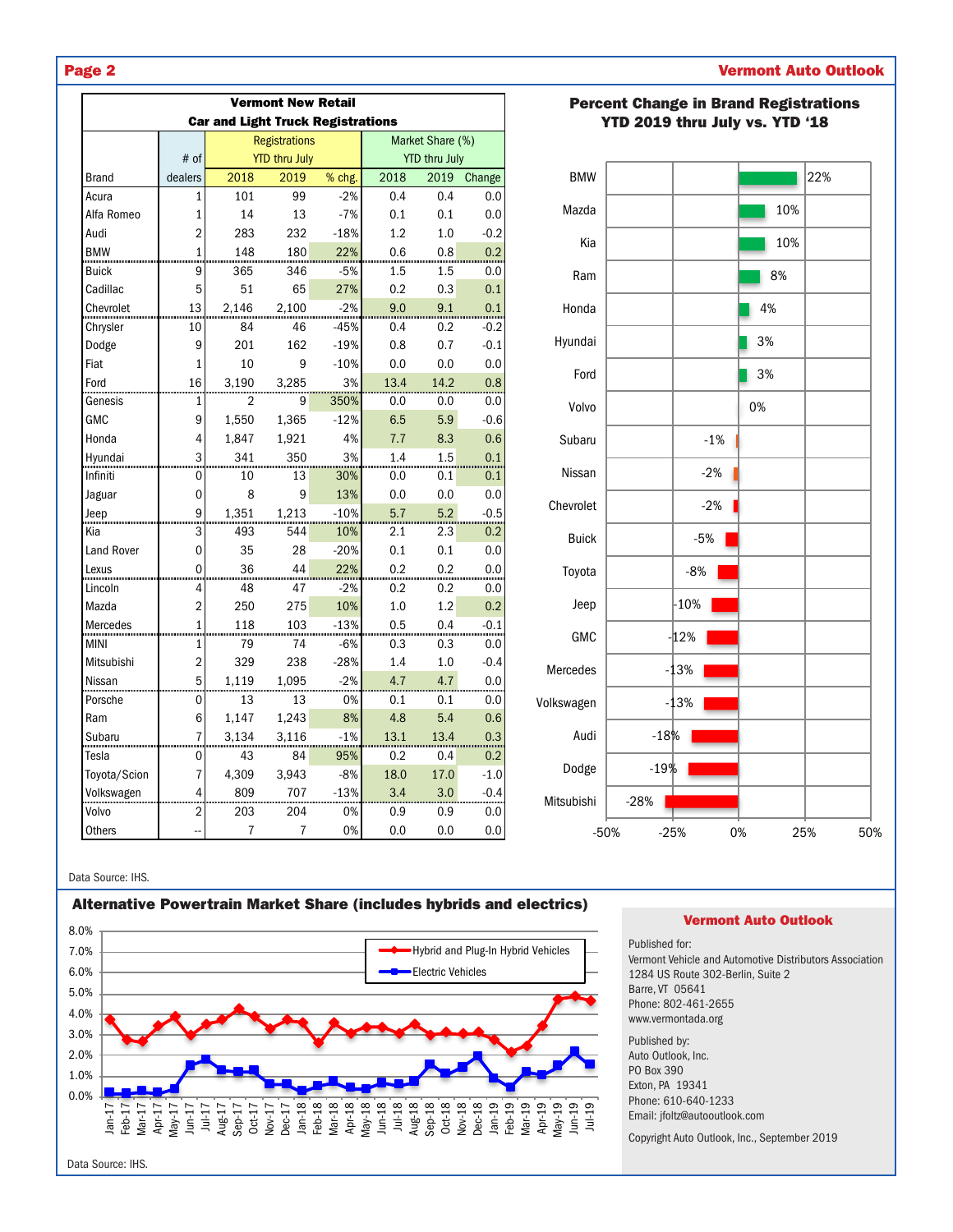| Vermont New Retail Car and Light Truck Registrations | | | | | | | |
|---|---|---|---|---|---|---|---|
| | | Registrations YTD thru July | | | Market Share (%) YTD thru July | | |
| Brand | # of dealers | 2018 | 2019 | % chg. | 2018 | 2019 | Change |
| Acura | 1 | 101 | 99 | -2% | 0.4 | 0.4 | 0.0 |
| Alfa Romeo | 1 | 14 | 13 | -7% | 0.1 | 0.1 | 0.0 |
| Audi | 2 | 283 | 232 | -18% | 1.2 | 1.0 | -0.2 |
| BMW | 1 | 148 | 180 | 22% | 0.6 | 0.8 | 0.2 |
| Buick | 9 | 365 | 346 | -5% | 1.5 | 1.5 | 0.0 |
| Cadillac | 5 | 51 | 65 | 27% | 0.2 | 0.3 | 0.1 |
| Chevrolet | 13 | 2,146 | 2,100 | -2% | 9.0 | 9.1 | 0.1 |
| Chrysler | 10 | 84 | 46 | -45% | 0.4 | 0.2 | -0.2 |
| Dodge | 9 | 201 | 162 | -19% | 0.8 | 0.7 | -0.1 |
| Fiat | 1 | 10 | 9 | -10% | 0.0 | 0.0 | 0.0 |
| Ford | 16 | 3,190 | 3,285 | 3% | 13.4 | 14.2 | 0.8 |
| Genesis | 1 | 2 | 9 | 350% | 0.0 | 0.0 | 0.0 |
| GMC | 9 | 1,550 | 1,365 | -12% | 6.5 | 5.9 | -0.6 |
| Honda | 4 | 1,847 | 1,921 | 4% | 7.7 | 8.3 | 0.6 |
| Hyundai | 3 | 341 | 350 | 3% | 1.4 | 1.5 | 0.1 |
| Infiniti | 0 | 10 | 13 | 30% | 0.0 | 0.1 | 0.1 |
| Jaguar | 0 | 8 | 9 | 13% | 0.0 | 0.0 | 0.0 |
| Jeep | 9 | 1,351 | 1,213 | -10% | 5.7 | 5.2 | -0.5 |
| Kia | 3 | 493 | 544 | 10% | 2.1 | 2.3 | 0.2 |
| Land Rover | 0 | 35 | 28 | -20% | 0.1 | 0.1 | 0.0 |
| Lexus | 0 | 36 | 44 | 22% | 0.2 | 0.2 | 0.0 |
| Lincoln | 4 | 48 | 47 | -2% | 0.2 | 0.2 | 0.0 |
| Mazda | 2 | 250 | 275 | 10% | 1.0 | 1.2 | 0.2 |
| Mercedes | 1 | 118 | 103 | -13% | 0.5 | 0.4 | -0.1 |
| MINI | 1 | 79 | 74 | -6% | 0.3 | 0.3 | 0.0 |
| Mitsubishi | 2 | 329 | 238 | -28% | 1.4 | 1.0 | -0.4 |
| Nissan | 5 | 1,119 | 1,095 | -2% | 4.7 | 4.7 | 0.0 |
| Porsche | 0 | 13 | 13 | 0% | 0.1 | 0.1 | 0.0 |
| Ram | 6 | 1,147 | 1,243 | 8% | 4.8 | 5.4 | 0.6 |
| Subaru | 7 | 3,134 | 3,116 | -1% | 13.1 | 13.4 | 0.3 |
| Tesla | 0 | 43 | 84 | 95% | 0.2 | 0.4 | 0.2 |
| Toyota/Scion | 7 | 4,309 | 3,943 | -8% | 18.0 | 17.0 | -1.0 |
| Volkswagen | 4 | 809 | 707 | -13% | 3.4 | 3.0 | -0.4 |
| Volvo | 2 | 203 | 204 | 0% | 0.9 | 0.9 | 0.0 |
| Others | -- | 7 | 7 | 0% | 0.0 | 0.0 | 0.0 |

Data Source: IHS.

## Percent Change in Brand Registrations YTD 2019 thru July vs. YTD '18

BMW 22%
Mazda 10%
Kia 10%
Ram 8%
Honda 4%
Hyundai 3%
Ford 3%
Volvo 0%
Subaru -1%
Nissan -2%
Chevrolet -2%
Buick -5%
Toyota -8%
Jeep -10%
GMC -12%
Mercedes -13%
Volkswagen -13%
Audi -18%
Dodge -19%
Mitsubishi -28%

-50% -25% 0% 25% 50%

## Alternative Powertrain Market Share (includes hybrids and electrics)

Hybrid and Plug-In Hybrid Vehicles
Electric Vehicles

0.0% 1.0% 2.0% 3.0% 4.0% 5.0% 6.0% 7.0% 8.0%

Jan-17 Feb-17 Mar-17 Apr-17 May-17 Jun-17 Jul-17 Aug-17 Sep-17 Oct-17 Nov-17 Dec-17 Jan-18 Feb-18 Mar-18 Apr-18 May-18 Jun-18 Jul-18 Aug-18 Sep-18 Oct-18 Nov-18 Dec-18 Jan-19 Feb-19 Mar-19 Apr-19 May-19 Jun-19 Jul-19

Data Source: IHS.

### Vermont Auto Outlook

Published for:
Vermont Vehicle and Automotive Distributors Association
1284 US Route 302-Berlin, Suite 2
Barre, VT 05641
Phone: 802-461-2655
www.vermontada.org

Published by:
Auto Outlook, Inc.
PO Box 390
Exton, PA 19341
Phone: 610-640-1233
Email: jfoltz@autooutlook.com

Copyright Auto Outlook, Inc., September 2019